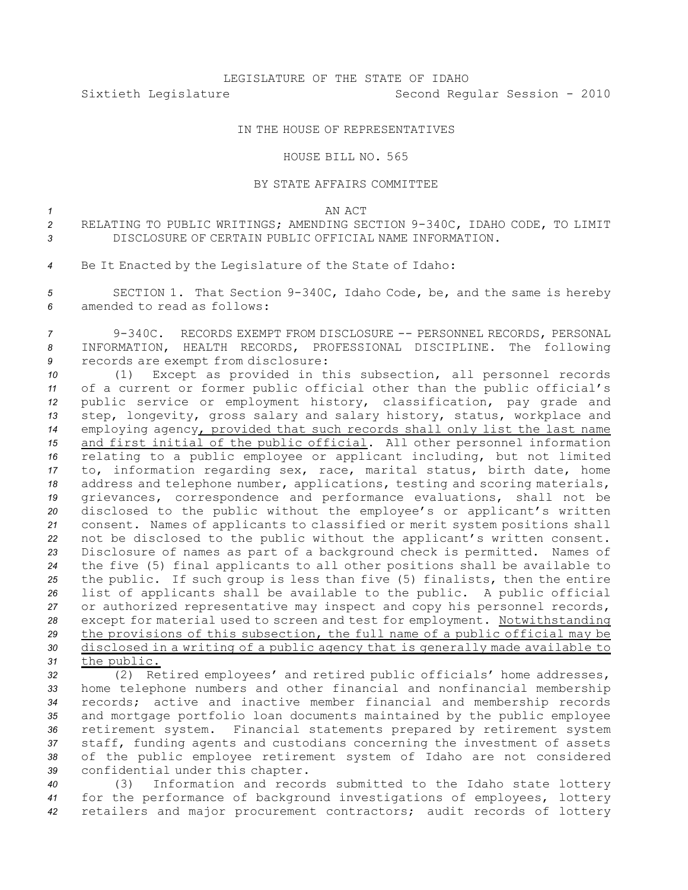LEGISLATURE OF THE STATE OF IDAHO

Sixtieth Legislature Second Regular Session - 2010

IN THE HOUSE OF REPRESENTATIVES

HOUSE BILL NO. 565

BY STATE AFFAIRS COMMITTEE

AN ACT

RELATING TO PUBLIC WRITINGS; AMENDING SECTION 9-340C, IDAHO CODE, TO LIMIT DISCLOSURE OF CERTAIN PUBLIC OFFICIAL NAME INFORMATION.

Be It Enacted by the Legislature of the State of Idaho:

SECTION 1. That Section 9-340C, Idaho Code, be, and the same is hereby amended to read as follows:

9-340C. RECORDS EXEMPT FROM DISCLOSURE -- PERSONNEL RECORDS, PERSONAL INFORMATION, HEALTH RECORDS, PROFESSIONAL DISCIPLINE. The following records are exempt from disclosure:

(1) Except as provided in this subsection, all personnel records of a current or former public official other than the public official's public service or employment history, classification, pay grade and step, longevity, gross salary and salary history, status, workplace and employing agency<u>, provided that such records shall only list the last name and first initial of the public official</u>. All other personnel information relating to a public employee or applicant including, but not limited to, information regarding sex, race, marital status, birth date, home address and telephone number, applications, testing and scoring materials, grievances, correspondence and performance evaluations, shall not be disclosed to the public without the employee's or applicant's written consent. Names of applicants to classified or merit system positions shall not be disclosed to the public without the applicant's written consent. Disclosure of names as part of a background check is permitted. Names of the five (5) final applicants to all other positions shall be available to the public. If such group is less than five (5) finalists, then the entire list of applicants shall be available to the public. A public official or authorized representative may inspect and copy his personnel records, except for material used to screen and test for employment. <u>Notwithstanding the provisions of this subsection, the full name of a public official may be disclosed in a writing of a public agency that is generally made available to the public.</u>

(2) Retired employees' and retired public officials' home addresses, home telephone numbers and other financial and nonfinancial membership records; active and inactive member financial and membership records and mortgage portfolio loan documents maintained by the public employee retirement system. Financial statements prepared by retirement system staff, funding agents and custodians concerning the investment of assets of the public employee retirement system of Idaho are not considered confidential under this chapter.

(3) Information and records submitted to the Idaho state lottery for the performance of background investigations of employees, lottery retailers and major procurement contractors; audit records of lottery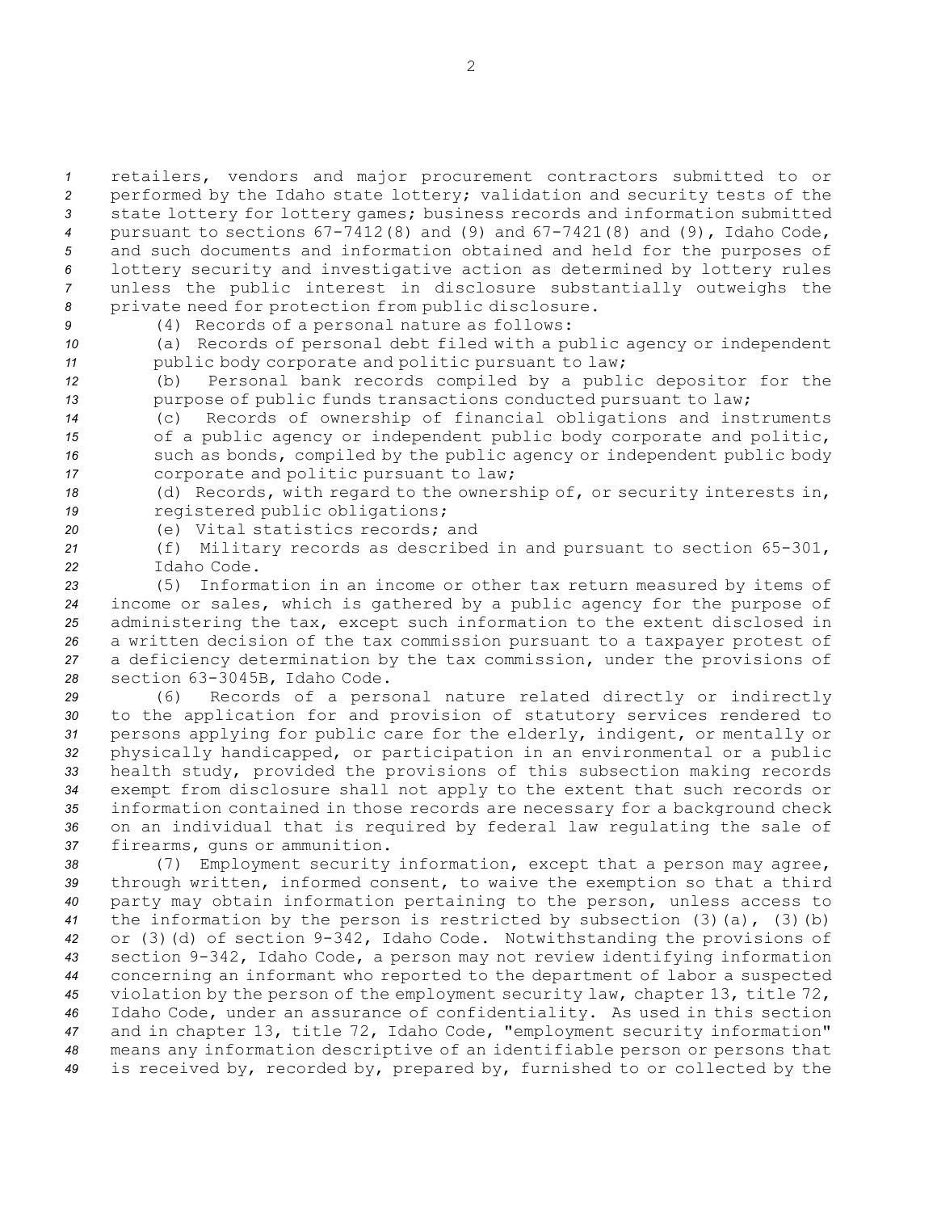retailers, vendors and major procurement contractors submitted to or performed by the Idaho state lottery; validation and security tests of the state lottery for lottery games; business records and information submitted pursuant to sections 67-7412(8) and (9) and 67-7421(8) and (9), Idaho Code, and such documents and information obtained and held for the purposes of lottery security and investigative action as determined by lottery rules unless the public interest in disclosure substantially outweighs the private need for protection from public disclosure.

(4) Records of a personal nature as follows:

(a) Records of personal debt filed with a public agency or independent public body corporate and politic pursuant to law;

(b) Personal bank records compiled by a public depositor for the purpose of public funds transactions conducted pursuant to law;

(c) Records of ownership of financial obligations and instruments of a public agency or independent public body corporate and politic, such as bonds, compiled by the public agency or independent public body corporate and politic pursuant to law;

(d) Records, with regard to the ownership of, or security interests in, registered public obligations;

(e) Vital statistics records; and

(f) Military records as described in and pursuant to section 65-301, Idaho Code.

(5) Information in an income or other tax return measured by items of income or sales, which is gathered by a public agency for the purpose of administering the tax, except such information to the extent disclosed in a written decision of the tax commission pursuant to a taxpayer protest of a deficiency determination by the tax commission, under the provisions of section 63-3045B, Idaho Code.

(6) Records of a personal nature related directly or indirectly to the application for and provision of statutory services rendered to persons applying for public care for the elderly, indigent, or mentally or physically handicapped, or participation in an environmental or a public health study, provided the provisions of this subsection making records exempt from disclosure shall not apply to the extent that such records or information contained in those records are necessary for a background check on an individual that is required by federal law regulating the sale of firearms, guns or ammunition.

(7) Employment security information, except that a person may agree, through written, informed consent, to waive the exemption so that a third party may obtain information pertaining to the person, unless access to the information by the person is restricted by subsection (3)(a), (3)(b) or (3)(d) of section 9-342, Idaho Code. Notwithstanding the provisions of section 9-342, Idaho Code, a person may not review identifying information concerning an informant who reported to the department of labor a suspected violation by the person of the employment security law, chapter 13, title 72, Idaho Code, under an assurance of confidentiality. As used in this section and in chapter 13, title 72, Idaho Code, "employment security information" means any information descriptive of an identifiable person or persons that is received by, recorded by, prepared by, furnished to or collected by the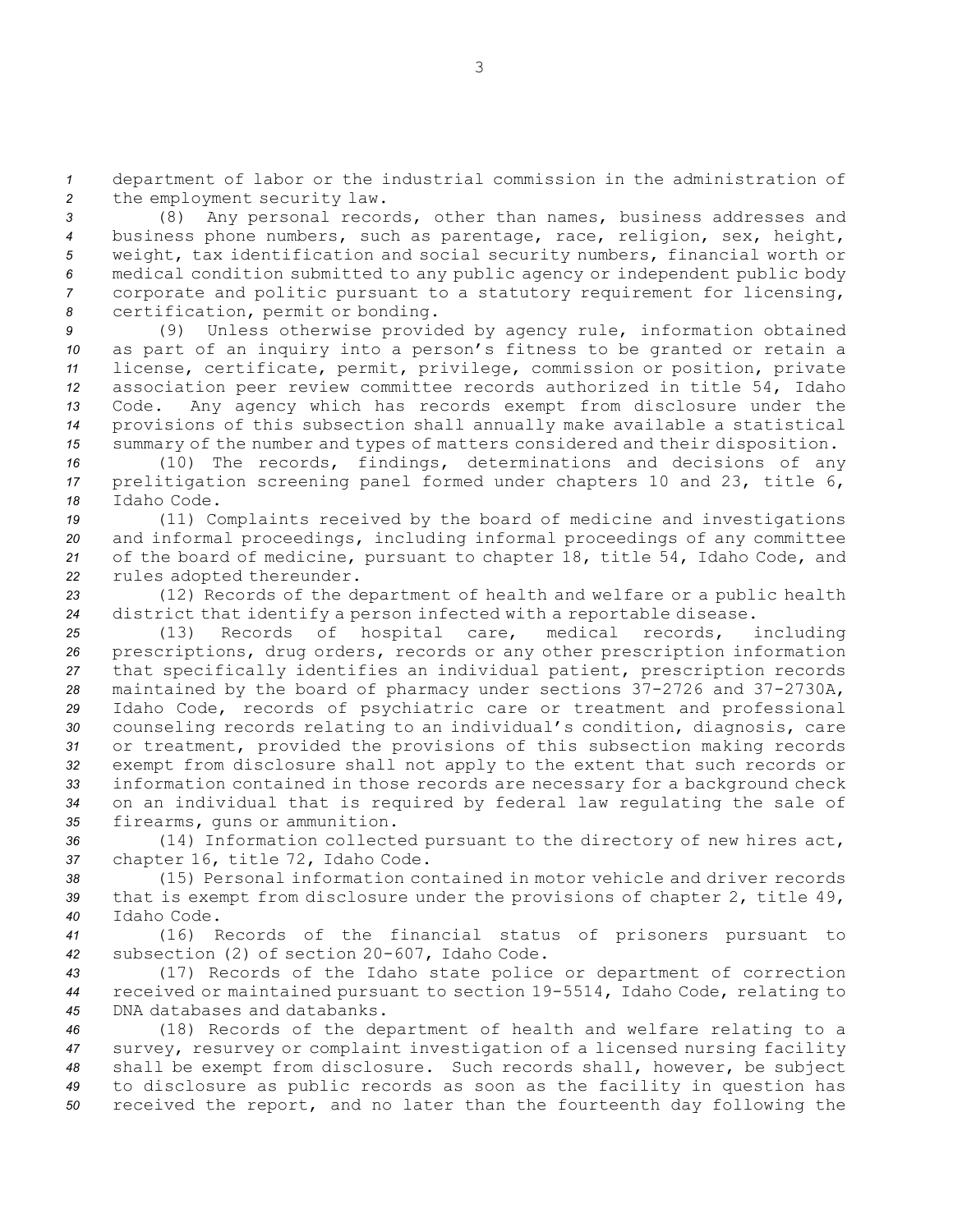department of labor or the industrial commission in the administration of the employment security law.

(8) Any personal records, other than names, business addresses and business phone numbers, such as parentage, race, religion, sex, height, weight, tax identification and social security numbers, financial worth or medical condition submitted to any public agency or independent public body corporate and politic pursuant to a statutory requirement for licensing, certification, permit or bonding.

(9) Unless otherwise provided by agency rule, information obtained as part of an inquiry into a person's fitness to be granted or retain a license, certificate, permit, privilege, commission or position, private association peer review committee records authorized in title 54, Idaho Code. Any agency which has records exempt from disclosure under the provisions of this subsection shall annually make available a statistical summary of the number and types of matters considered and their disposition.

(10) The records, findings, determinations and decisions of any prelitigation screening panel formed under chapters 10 and 23, title 6, Idaho Code.

(11) Complaints received by the board of medicine and investigations and informal proceedings, including informal proceedings of any committee of the board of medicine, pursuant to chapter 18, title 54, Idaho Code, and rules adopted thereunder.

(12) Records of the department of health and welfare or a public health district that identify a person infected with a reportable disease.

(13) Records of hospital care, medical records, including prescriptions, drug orders, records or any other prescription information that specifically identifies an individual patient, prescription records maintained by the board of pharmacy under sections 37-2726 and 37-2730A, Idaho Code, records of psychiatric care or treatment and professional counseling records relating to an individual's condition, diagnosis, care or treatment, provided the provisions of this subsection making records exempt from disclosure shall not apply to the extent that such records or information contained in those records are necessary for a background check on an individual that is required by federal law regulating the sale of firearms, guns or ammunition.

(14) Information collected pursuant to the directory of new hires act, chapter 16, title 72, Idaho Code.

(15) Personal information contained in motor vehicle and driver records that is exempt from disclosure under the provisions of chapter 2, title 49, Idaho Code.

(16) Records of the financial status of prisoners pursuant to subsection (2) of section 20-607, Idaho Code.

(17) Records of the Idaho state police or department of correction received or maintained pursuant to section 19-5514, Idaho Code, relating to DNA databases and databanks.

(18) Records of the department of health and welfare relating to a survey, resurvey or complaint investigation of a licensed nursing facility shall be exempt from disclosure. Such records shall, however, be subject to disclosure as public records as soon as the facility in question has received the report, and no later than the fourteenth day following the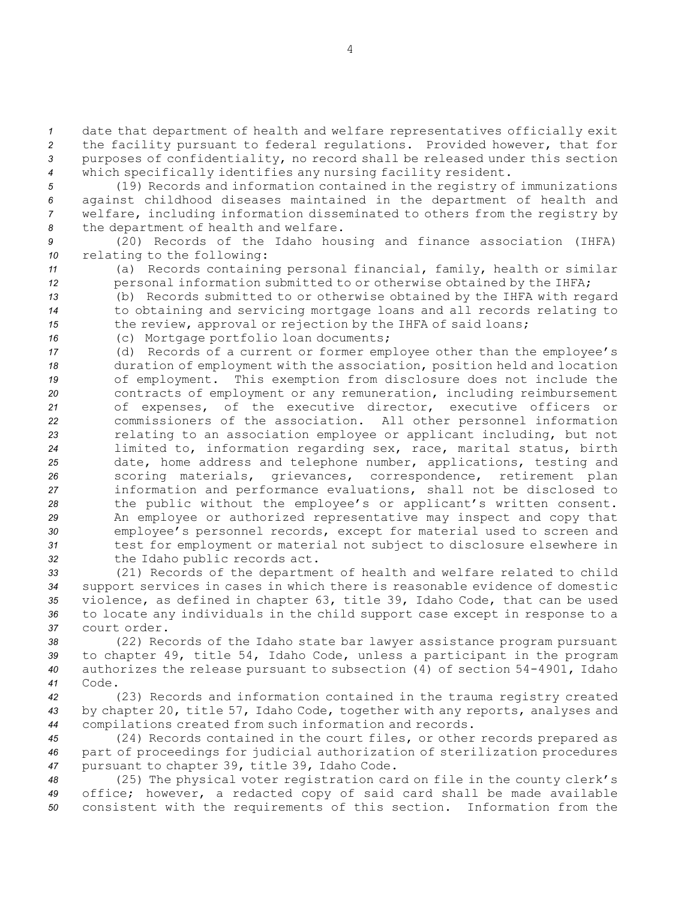date that department of health and welfare representatives officially exit the facility pursuant to federal regulations. Provided however, that for purposes of confidentiality, no record shall be released under this section which specifically identifies any nursing facility resident.

(19) Records and information contained in the registry of immunizations against childhood diseases maintained in the department of health and welfare, including information disseminated to others from the registry by the department of health and welfare.

(20) Records of the Idaho housing and finance association (IHFA) relating to the following:

(a) Records containing personal financial, family, health or similar personal information submitted to or otherwise obtained by the IHFA;

(b) Records submitted to or otherwise obtained by the IHFA with regard to obtaining and servicing mortgage loans and all records relating to the review, approval or rejection by the IHFA of said loans;

(c) Mortgage portfolio loan documents;

(d) Records of a current or former employee other than the employee's duration of employment with the association, position held and location of employment. This exemption from disclosure does not include the contracts of employment or any remuneration, including reimbursement of expenses, of the executive director, executive officers or commissioners of the association. All other personnel information relating to an association employee or applicant including, but not limited to, information regarding sex, race, marital status, birth date, home address and telephone number, applications, testing and scoring materials, grievances, correspondence, retirement plan information and performance evaluations, shall not be disclosed to the public without the employee's or applicant's written consent. An employee or authorized representative may inspect and copy that employee's personnel records, except for material used to screen and test for employment or material not subject to disclosure elsewhere in the Idaho public records act.

(21) Records of the department of health and welfare related to child support services in cases in which there is reasonable evidence of domestic violence, as defined in chapter 63, title 39, Idaho Code, that can be used to locate any individuals in the child support case except in response to a court order.

(22) Records of the Idaho state bar lawyer assistance program pursuant to chapter 49, title 54, Idaho Code, unless a participant in the program authorizes the release pursuant to subsection (4) of section 54-4901, Idaho Code.

(23) Records and information contained in the trauma registry created by chapter 20, title 57, Idaho Code, together with any reports, analyses and compilations created from such information and records.

(24) Records contained in the court files, or other records prepared as part of proceedings for judicial authorization of sterilization procedures pursuant to chapter 39, title 39, Idaho Code.

(25) The physical voter registration card on file in the county clerk's office; however, a redacted copy of said card shall be made available consistent with the requirements of this section. Information from the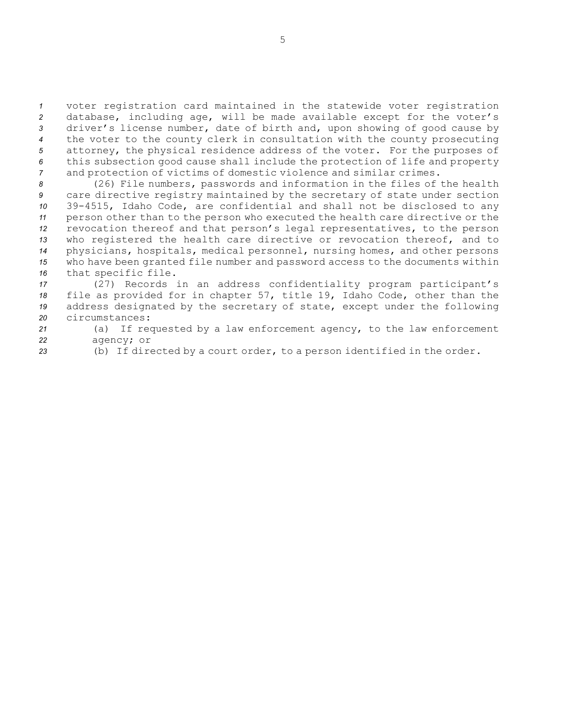voter registration card maintained in the statewide voter registration database, including age, will be made available except for the voter's driver's license number, date of birth and, upon showing of good cause by the voter to the county clerk in consultation with the county prosecuting attorney, the physical residence address of the voter. For the purposes of this subsection good cause shall include the protection of life and property and protection of victims of domestic violence and similar crimes.

(26) File numbers, passwords and information in the files of the health care directive registry maintained by the secretary of state under section 39-4515, Idaho Code, are confidential and shall not be disclosed to any person other than to the person who executed the health care directive or the revocation thereof and that person's legal representatives, to the person who registered the health care directive or revocation thereof, and to physicians, hospitals, medical personnel, nursing homes, and other persons who have been granted file number and password access to the documents within that specific file.

(27) Records in an address confidentiality program participant's file as provided for in chapter 57, title 19, Idaho Code, other than the address designated by the secretary of state, except under the following circumstances:

(a) If requested by a law enforcement agency, to the law enforcement agency; or

(b) If directed by a court order, to a person identified in the order.